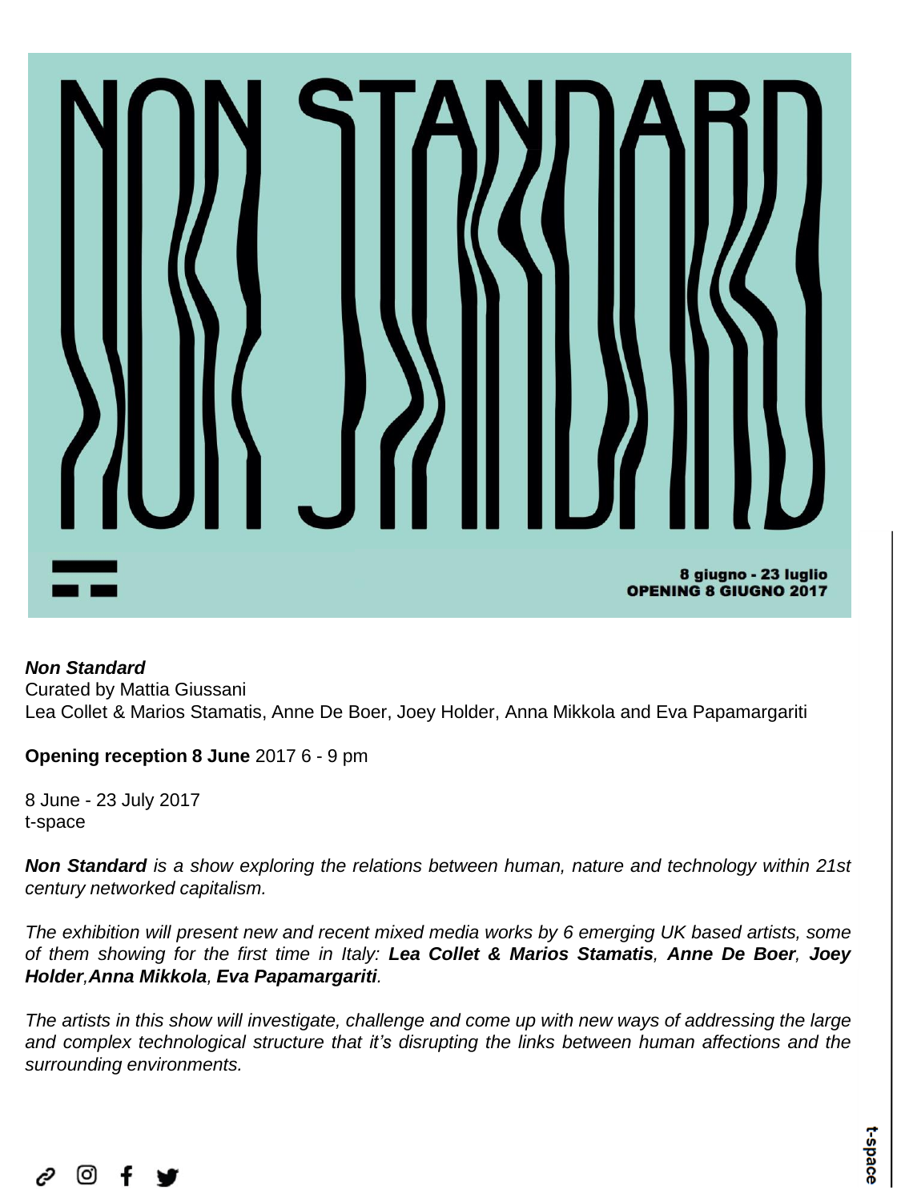# NON STANDARD

8 giugno - 23 luglio
**OPENING 8 GIUGNO 2017**

***Non Standard***
Curated by Mattia Giussani
Lea Collet & Marios Stamatis, Anne De Boer, Joey Holder, Anna Mikkola and Eva Papamargariti

**Opening reception 8 June** 2017 6 - 9 pm

8 June - 23 July 2017
t-space

***Non Standard*** *is a show exploring the relations between human, nature and technology within 21st century networked capitalism.*

*The exhibition will present new and recent mixed media works by 6 emerging UK based artists, some of them showing for the first time in Italy:* ***Lea Collet & Marios Stamatis****,* ***Anne De Boer****,* ***Joey Holder****,****Anna Mikkola****,* ***Eva Papamargariti****.*

*The artists in this show will investigate, challenge and come up with new ways of addressing the large and complex technological structure that it's disrupting the links between human affections and the surrounding environments.*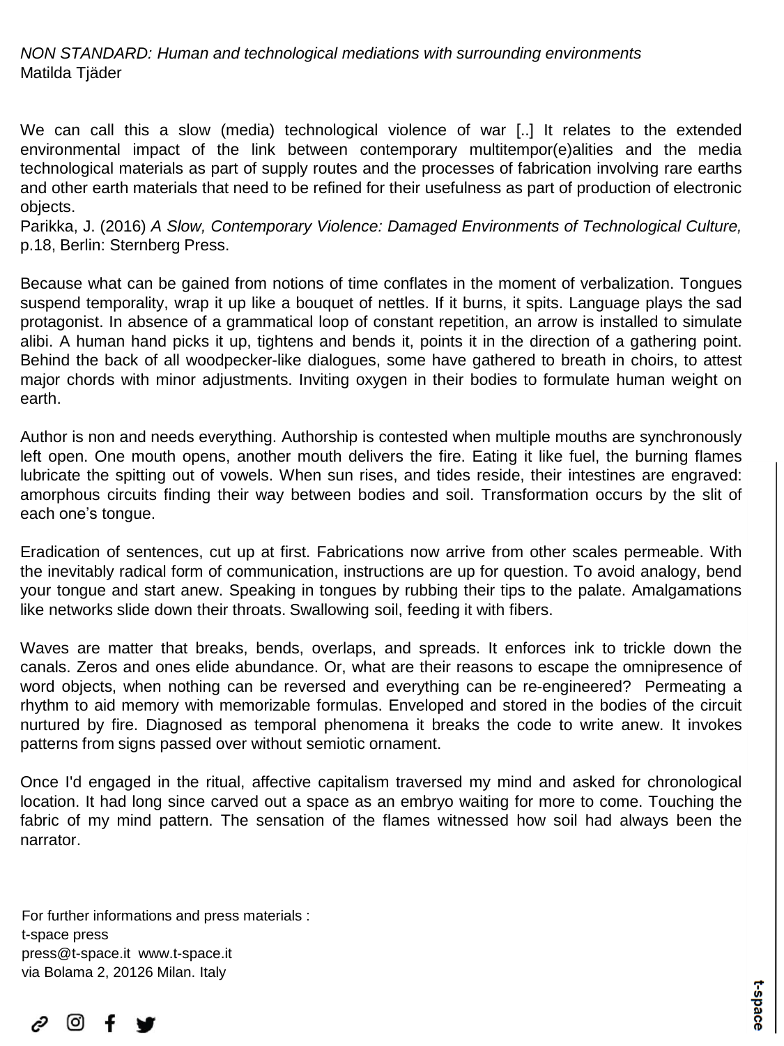*NON STANDARD: Human and technological mediations with surrounding environments*
Matilda Tjäder

We can call this a slow (media) technological violence of war [..] It relates to the extended environmental impact of the link between contemporary multitempor(e)alities and the media technological materials as part of supply routes and the processes of fabrication involving rare earths and other earth materials that need to be refined for their usefulness as part of production of electronic objects.
Parikka, J. (2016) *A Slow, Contemporary Violence: Damaged Environments of Technological Culture,* p.18, Berlin: Sternberg Press.

Because what can be gained from notions of time conflates in the moment of verbalization. Tongues suspend temporality, wrap it up like a bouquet of nettles. If it burns, it spits. Language plays the sad protagonist. In absence of a grammatical loop of constant repetition, an arrow is installed to simulate alibi. A human hand picks it up, tightens and bends it, points it in the direction of a gathering point. Behind the back of all woodpecker-like dialogues, some have gathered to breath in choirs, to attest major chords with minor adjustments. Inviting oxygen in their bodies to formulate human weight on earth.

Author is non and needs everything. Authorship is contested when multiple mouths are synchronously left open. One mouth opens, another mouth delivers the fire. Eating it like fuel, the burning flames lubricate the spitting out of vowels. When sun rises, and tides reside, their intestines are engraved: amorphous circuits finding their way between bodies and soil. Transformation occurs by the slit of each one's tongue.

Eradication of sentences, cut up at first. Fabrications now arrive from other scales permeable. With the inevitably radical form of communication, instructions are up for question. To avoid analogy, bend your tongue and start anew. Speaking in tongues by rubbing their tips to the palate. Amalgamations like networks slide down their throats. Swallowing soil, feeding it with fibers.

Waves are matter that breaks, bends, overlaps, and spreads. It enforces ink to trickle down the canals. Zeros and ones elide abundance. Or, what are their reasons to escape the omnipresence of word objects, when nothing can be reversed and everything can be re-engineered? Permeating a rhythm to aid memory with memorizable formulas. Enveloped and stored in the bodies of the circuit nurtured by fire. Diagnosed as temporal phenomena it breaks the code to write anew. It invokes patterns from signs passed over without semiotic ornament.

Once I'd engaged in the ritual, affective capitalism traversed my mind and asked for chronological location. It had long since carved out a space as an embryo waiting for more to come. Touching the fabric of my mind pattern. The sensation of the flames witnessed how soil had always been the narrator.

For further informations and press materials :
t-space press
press@t-space.it www.t-space.it
via Bolama 2, 20126 Milan. Italy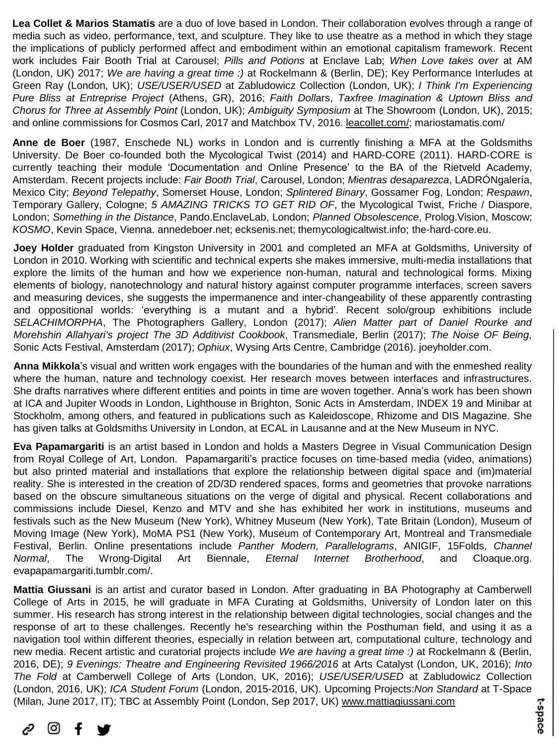**Lea Collet & Marios Stamatis** are a duo of love based in London. Their collaboration evolves through a range of media such as video, performance, text, and sculpture. They like to use theatre as a method in which they stage the implications of publicly performed affect and embodiment within an emotional capitalism framework. Recent work includes Fair Booth Trial at Carousel; *Pills and Potions* at Enclave Lab; *When Love takes over* at AM (London, UK) 2017; *We are having a great time :)* at Rockelmann & (Berlin, DE); Key Performance Interludes at Green Ray (London, UK); *USE/USER/USED* at Zabludowicz Collection (London, UK); *I Think I'm Experiencing Pure Bliss at Entreprise Project* (Athens, GR), 2016; *Faith Doll*ars, *Taxfree Imagination & Uptown Bliss and Chorus for Three at Assembly Point* (London, UK); *Ambiguity Symposium* at The Showroom (London, UK), 2015; and online commissions for Cosmos Carl, 2017 and Matchbox TV, 2016. leacollet.com/; mariostamatis.com/

**Anne de Boer** (1987, Enschede NL) works in London and is currently finishing a MFA at the Goldsmiths University. De Boer co-founded both the Mycological Twist (2014) and HARD-CORE (2011). HARD-CORE is currently teaching their module 'Documentation and Online Presence' to the BA of the Rietveld Academy, Amsterdam. Recent projects include: *Fair Booth Trial*, Carousel, London; *Mientras desaparezca*, LADRÓNgalería, Mexico City; *Beyond Telepathy*, Somerset House, London; *Splintered Binary*, Gossamer Fog, London; *Respawn*, Temporary Gallery, Cologne; *5 AMAZING TRICKS TO GET RID OF*, the Mycological Twist, Friche / Diaspore, London; *Something in the Distance*, Pando.EnclaveLab, London; *Planned Obsolescence*, Prolog.Vision, Moscow; *KOSMO*, Kevin Space, Vienna. annedeboer.net; ecksenis.net; themycologicaltwist.info; the-hard-core.eu.

**Joey Holder** graduated from Kingston University in 2001 and completed an MFA at Goldsmiths, University of London in 2010. Working with scientific and technical experts she makes immersive, multi-media installations that explore the limits of the human and how we experience non-human, natural and technological forms. Mixing elements of biology, nanotechnology and natural history against computer programme interfaces, screen savers and measuring devices, she suggests the impermanence and inter-changeability of these apparently contrasting and oppositional worlds: 'everything is a mutant and a hybrid'. Recent solo/group exhibitions include *SELACHIMORPHA*, The Photographers Gallery, London (2017); *Alien Matter part of Daniel Rourke and Morehshin Allahyari's project The 3D Additivist Cookbook*, Transmediale, Berlin (2017); *The Noise OF Being*, Sonic Acts Festival, Amsterdam (2017); *Ophiux*, Wysing Arts Centre, Cambridge (2016). joeyholder.com.

**Anna Mikkola**'s visual and written work engages with the boundaries of the human and with the enmeshed reality where the human, nature and technology coexist. Her research moves between interfaces and infrastructures. She drafts narratives where different entities and points in time are woven together. Anna's work has been shown at ICA and Jupiter Woods in London, Lighthouse in Brighton, Sonic Acts in Amsterdam, INDEX 19 and Minibar at Stockholm, among others, and featured in publications such as Kaleidoscope, Rhizome and DIS Magazine. She has given talks at Goldsmiths University in London, at ECAL in Lausanne and at the New Museum in NYC.

**Eva Papamargariti** is an artist based in London and holds a Masters Degree in Visual Communication Design from Royal College of Art, London. Papamargariti's practice focuses on time-based media (video, animations) but also printed material and installations that explore the relationship between digital space and (im)material reality. She is interested in the creation of 2D/3D rendered spaces, forms and geometries that provoke narrations based on the obscure simultaneous situations on the verge of digital and physical. Recent collaborations and commissions include Diesel, Kenzo and MTV and she has exhibited her work in institutions, museums and festivals such as the New Museum (New York), Whitney Museum (New York), Tate Britain (London), Museum of Moving Image (New York), MoMA PS1 (New York), Museum of Contemporary Art, Montreal and Transmediale Festival, Berlin. Online presentations include *Panther Modern, Parallelograms*, ANIGIF, 15Folds, *Channel Normal*, The Wrong-Digital Art Biennale, *Eternal Internet Brotherhood*, and Cloaque.org. evapapamargariti.tumblr.com/.

**Mattia Giussani** is an artist and curator based in London. After graduating in BA Photography at Camberwell College of Arts in 2015, he will graduate in MFA Curating at Goldsmiths, University of London later on this summer. His research has strong interest in the relationship between digital technologies, social changes and the response of art to these challenges. Recently he's researching within the Posthuman field, and using it as a navigation tool within different theories, especially in relation between art, computational culture, technology and new media. Recent artistic and curatorial projects include *We are having a great time :)* at Rockelmann & (Berlin, 2016, DE); *9 Evenings: Theatre and Engineering Revisited 1966/2016* at Arts Catalyst (London, UK, 2016); *Into The Fold* at Camberwell College of Arts (London, UK, 2016); *USE/USER/USED* at Zabludowicz Collection (London, 2016, UK); *ICA Student Forum* (London, 2015-2016, UK). Upcoming Projects:*Non Standard* at T-Space (Milan, June 2017, IT); TBC at Assembly Point (London, Sep 2017, UK) www.mattiagiussani.com